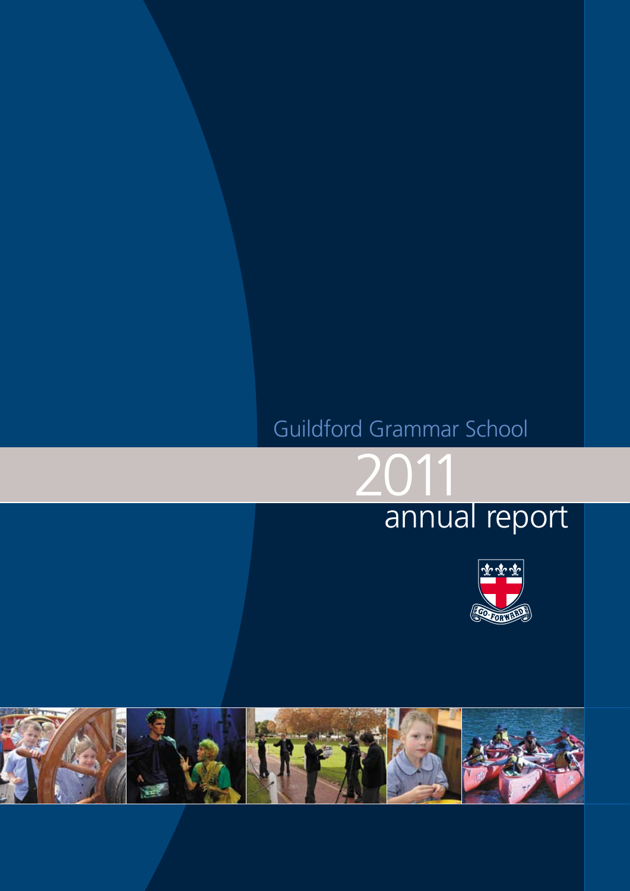Guildford Grammar School

# 2011 annual report

GO FORWARD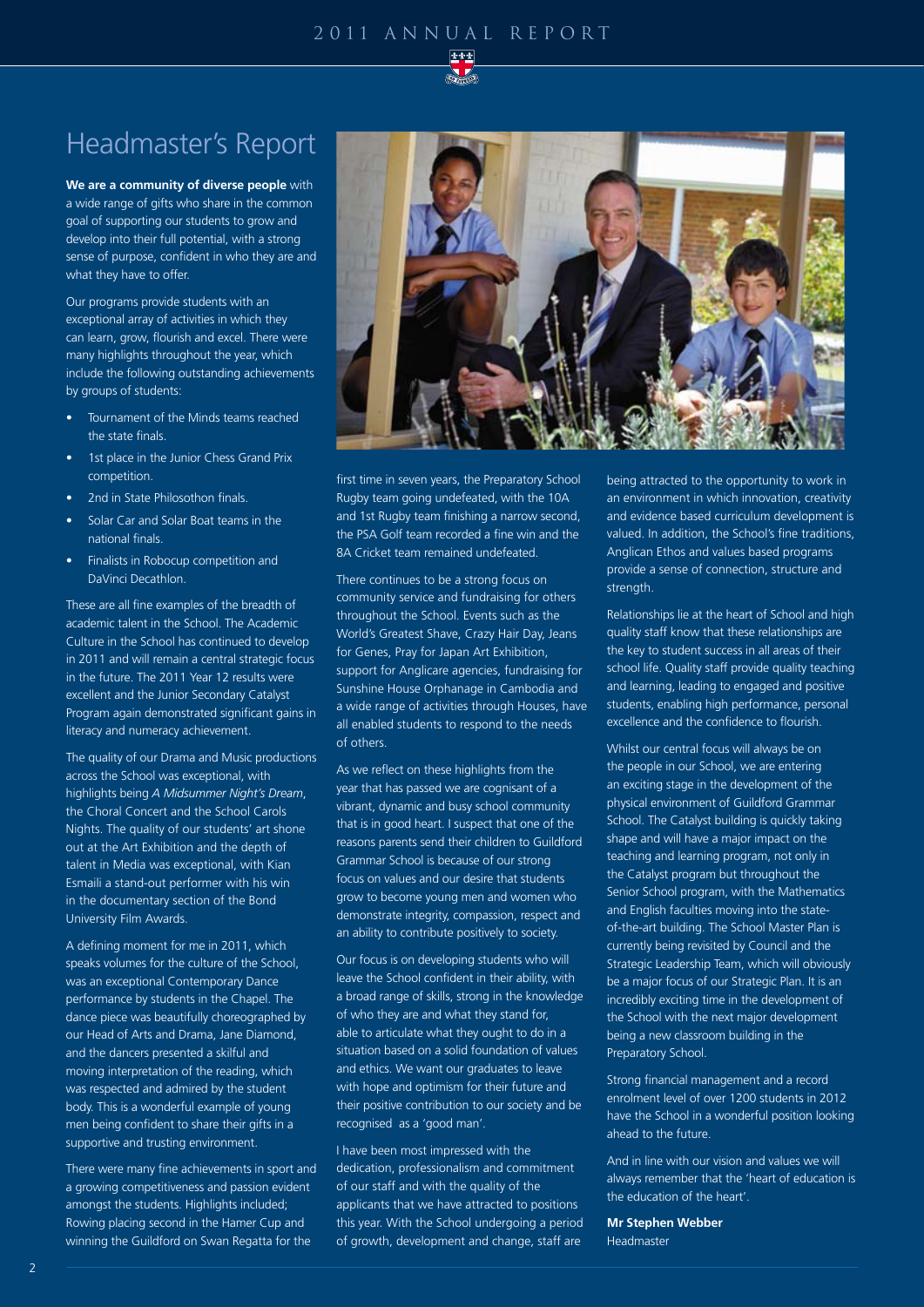# Headmaster's Report

**We are a community of diverse people** with a wide range of gifts who share in the common goal of supporting our students to grow and develop into their full potential, with a strong sense of purpose, confident in who they are and what they have to offer.

Our programs provide students with an exceptional array of activities in which they can learn, grow, flourish and excel. There were many highlights throughout the year, which include the following outstanding achievements by groups of students:

- Tournament of the Minds teams reached the state finals.
- 1st place in the Junior Chess Grand Prix competition.
- 2nd in State Philosothon finals.
- Solar Car and Solar Boat teams in the national finals.
- Finalists in Robocup competition and DaVinci Decathlon.

These are all fine examples of the breadth of academic talent in the School. The Academic Culture in the School has continued to develop in 2011 and will remain a central strategic focus in the future. The 2011 Year 12 results were excellent and the Junior Secondary Catalyst Program again demonstrated significant gains in literacy and numeracy achievement.

The quality of our Drama and Music productions across the School was exceptional, with highlights being *A Midsummer Night's Dream*, the Choral Concert and the School Carols Nights. The quality of our students' art shone out at the Art Exhibition and the depth of talent in Media was exceptional, with Kian Esmaili a stand-out performer with his win in the documentary section of the Bond University Film Awards.

A defining moment for me in 2011, which speaks volumes for the culture of the School, was an exceptional Contemporary Dance performance by students in the Chapel. The dance piece was beautifully choreographed by our Head of Arts and Drama, Jane Diamond, and the dancers presented a skilful and moving interpretation of the reading, which was respected and admired by the student body. This is a wonderful example of young men being confident to share their gifts in a supportive and trusting environment.

There were many fine achievements in sport and a growing competitiveness and passion evident amongst the students. Highlights included; Rowing placing second in the Hamer Cup and winning the Guildford on Swan Regatta for the first time in seven years, the Preparatory School Rugby team going undefeated, with the 10A and 1st Rugby team finishing a narrow second, the PSA Golf team recorded a fine win and the 8A Cricket team remained undefeated.

There continues to be a strong focus on community service and fundraising for others throughout the School. Events such as the World's Greatest Shave, Crazy Hair Day, Jeans for Genes, Pray for Japan Art Exhibition, support for Anglicare agencies, fundraising for Sunshine House Orphanage in Cambodia and a wide range of activities through Houses, have all enabled students to respond to the needs of others.

As we reflect on these highlights from the year that has passed we are cognisant of a vibrant, dynamic and busy school community that is in good heart. I suspect that one of the reasons parents send their children to Guildford Grammar School is because of our strong focus on values and our desire that students grow to become young men and women who demonstrate integrity, compassion, respect and an ability to contribute positively to society.

Our focus is on developing students who will leave the School confident in their ability, with a broad range of skills, strong in the knowledge of who they are and what they stand for, able to articulate what they ought to do in a situation based on a solid foundation of values and ethics. We want our graduates to leave with hope and optimism for their future and their positive contribution to our society and be recognised as a 'good man'.

I have been most impressed with the dedication, professionalism and commitment of our staff and with the quality of the applicants that we have attracted to positions this year. With the School undergoing a period of growth, development and change, staff are being attracted to the opportunity to work in an environment in which innovation, creativity and evidence based curriculum development is valued. In addition, the School's fine traditions, Anglican Ethos and values based programs provide a sense of connection, structure and strength.

Relationships lie at the heart of School and high quality staff know that these relationships are the key to student success in all areas of their school life. Quality staff provide quality teaching and learning, leading to engaged and positive students, enabling high performance, personal excellence and the confidence to flourish.

Whilst our central focus will always be on the people in our School, we are entering an exciting stage in the development of the physical environment of Guildford Grammar School. The Catalyst building is quickly taking shape and will have a major impact on the teaching and learning program, not only in the Catalyst program but throughout the Senior School program, with the Mathematics and English faculties moving into the state-of-the-art building. The School Master Plan is currently being revisited by Council and the Strategic Leadership Team, which will obviously be a major focus of our Strategic Plan. It is an incredibly exciting time in the development of the School with the next major development being a new classroom building in the Preparatory School.

Strong financial management and a record enrolment level of over 1200 students in 2012 have the School in a wonderful position looking ahead to the future.

And in line with our vision and values we will always remember that the 'heart of education is the education of the heart'.

**Mr Stephen Webber**
Headmaster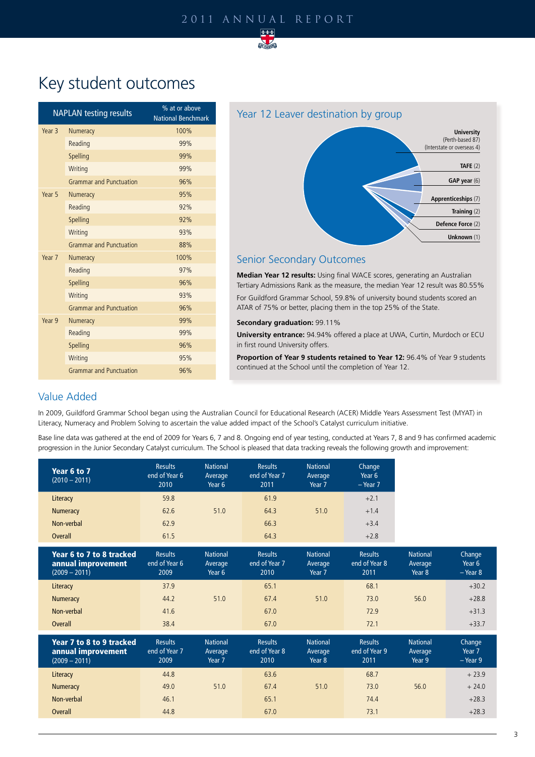# Key student outcomes

| NAPLAN testing results | | % at or above National Benchmark |
|---|---|---|
| Year 3 | Numeracy | 100% |
| | Reading | 99% |
| | Spelling | 99% |
| | Writing | 99% |
| | Grammar and Punctuation | 96% |
| Year 5 | Numeracy | 95% |
| | Reading | 92% |
| | Spelling | 92% |
| | Writing | 93% |
| | Grammar and Punctuation | 88% |
| Year 7 | Numeracy | 100% |
| | Reading | 97% |
| | Spelling | 96% |
| | Writing | 93% |
| | Grammar and Punctuation | 96% |
| Year 9 | Numeracy | 99% |
| | Reading | 99% |
| | Spelling | 96% |
| | Writing | 95% |
| | Grammar and Punctuation | 96% |

## Year 12 Leaver destination by group

- **University** (Perth-based 87) (Interstate or overseas 4)
- **TAFE** (2)
- **GAP year** (6)
- **Apprenticeships** (7)
- **Training** (2)
- **Defence Force** (2)
- **Unknown** (1)

## Senior Secondary Outcomes

**Median Year 12 results:** Using final WACE scores, generating an Australian Tertiary Admissions Rank as the measure, the median Year 12 result was 80.55%

For Guildford Grammar School, 59.8% of university bound students scored an ATAR of 75% or better, placing them in the top 25% of the State.

**Secondary graduation:** 99.11%

**University entrance:** 94.94% offered a place at UWA, Curtin, Murdoch or ECU in first round University offers.

**Proportion of Year 9 students retained to Year 12:** 96.4% of Year 9 students continued at the School until the completion of Year 12.

## Value Added

In 2009, Guildford Grammar School began using the Australian Council for Educational Research (ACER) Middle Years Assessment Test (MYAT) in Literacy, Numeracy and Problem Solving to ascertain the value added impact of the School's Catalyst curriculum initiative.

Base line data was gathered at the end of 2009 for Years 6, 7 and 8. Ongoing end of year testing, conducted at Years 7, 8 and 9 has confirmed academic progression in the Junior Secondary Catalyst curriculum. The School is pleased that data tracking reveals the following growth and improvement:

| **Year 6 to 7** (2010 – 2011) | Results end of Year 6 2010 | National Average Year 6 | Results end of Year 7 2011 | National Average Year 7 | Change Year 6 – Year 7 |
|---|---|---|---|---|---|
| Literacy | 59.8 | | 61.9 | | +2.1 |
| Numeracy | 62.6 | 51.0 | 64.3 | 51.0 | +1.4 |
| Non-verbal | 62.9 | | 66.3 | | +3.4 |
| Overall | 61.5 | | 64.3 | | +2.8 |

| **Year 6 to 7 to 8 tracked annual improvement** (2009 – 2011) | Results end of Year 6 2009 | National Average Year 6 | Results end of Year 7 2010 | National Average Year 7 | Results end of Year 8 2011 | National Average Year 8 | Change Year 6 – Year 8 |
|---|---|---|---|---|---|---|---|
| Literacy | 37.9 | | 65.1 | | 68.1 | | +30.2 |
| Numeracy | 44.2 | 51.0 | 67.4 | 51.0 | 73.0 | 56.0 | +28.8 |
| Non-verbal | 41.6 | | 67.0 | | 72.9 | | +31.3 |
| Overall | 38.4 | | 67.0 | | 72.1 | | +33.7 |

| **Year 7 to 8 to 9 tracked annual improvement** (2009 – 2011) | Results end of Year 7 2009 | National Average Year 7 | Results end of Year 8 2010 | National Average Year 8 | Results end of Year 9 2011 | National Average Year 9 | Change Year 7 – Year 9 |
|---|---|---|---|---|---|---|---|
| Literacy | 44.8 | | 63.6 | | 68.7 | | + 23.9 |
| Numeracy | 49.0 | 51.0 | 67.4 | 51.0 | 73.0 | 56.0 | + 24.0 |
| Non-verbal | 46.1 | | 65.1 | | 74.4 | | +28.3 |
| Overall | 44.8 | | 67.0 | | 73.1 | | +28.3 |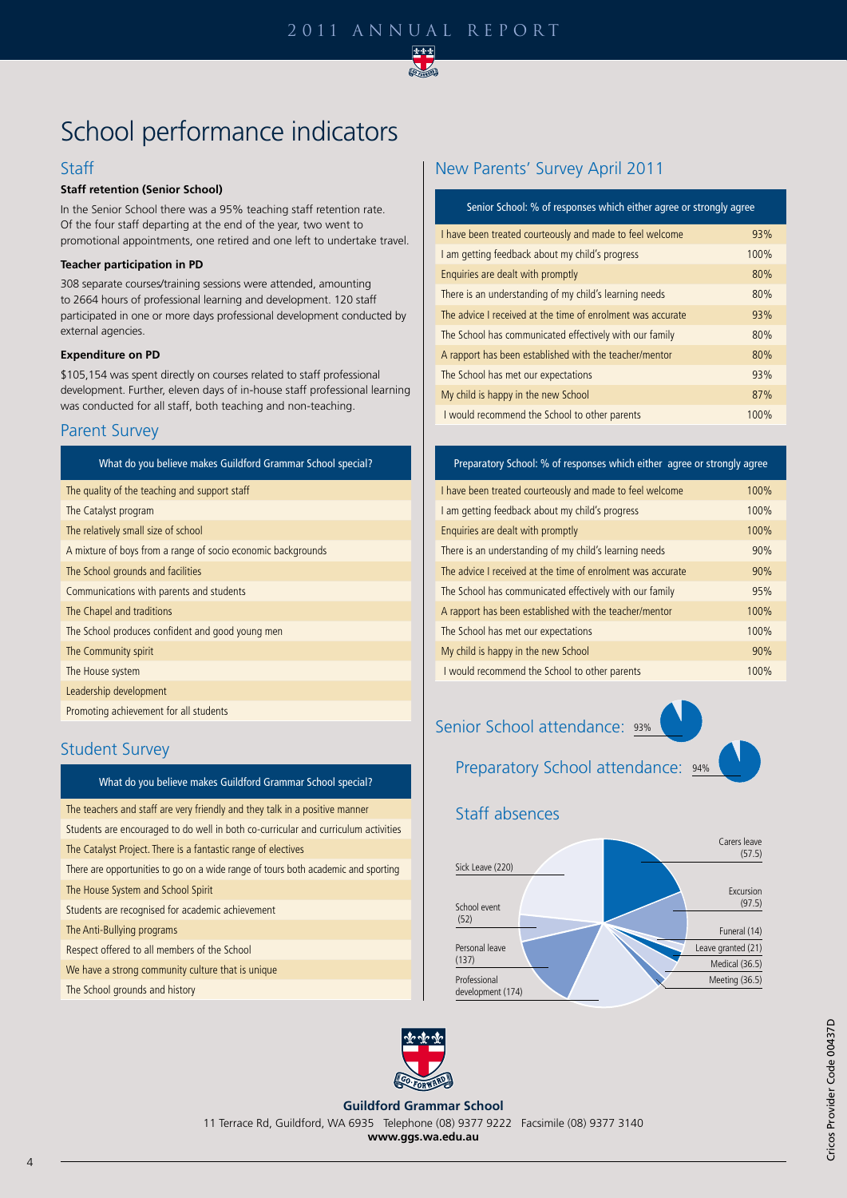# School performance indicators

## Staff

**Staff retention (Senior School)**

In the Senior School there was a 95% teaching staff retention rate. Of the four staff departing at the end of the year, two went to promotional appointments, one retired and one left to undertake travel.

**Teacher participation in PD**

308 separate courses/training sessions were attended, amounting to 2664 hours of professional learning and development. 120 staff participated in one or more days professional development conducted by external agencies.

**Expenditure on PD**

$105,154 was spent directly on courses related to staff professional development. Further, eleven days of in-house staff professional learning was conducted for all staff, both teaching and non-teaching.

## Parent Survey

| What do you believe makes Guildford Grammar School special? |
|---|
| The quality of the teaching and support staff |
| The Catalyst program |
| The relatively small size of school |
| A mixture of boys from a range of socio economic backgrounds |
| The School grounds and facilities |
| Communications with parents and students |
| The Chapel and traditions |
| The School produces confident and good young men |
| The Community spirit |
| The House system |
| Leadership development |
| Promoting achievement for all students |

## Student Survey

| What do you believe makes Guildford Grammar School special? |
|---|
| The teachers and staff are very friendly and they talk in a positive manner |
| Students are encouraged to do well in both co-curricular and curriculum activities |
| The Catalyst Project. There is a fantastic range of electives |
| There are opportunities to go on a wide range of tours both academic and sporting |
| The House System and School Spirit |
| Students are recognised for academic achievement |
| The Anti-Bullying programs |
| Respect offered to all members of the School |
| We have a strong community culture that is unique |
| The School grounds and history |

## New Parents' Survey April 2011

| Senior School: % of responses which either agree or strongly agree | |
|---|---|
| I have been treated courteously and made to feel welcome | 93% |
| I am getting feedback about my child's progress | 100% |
| Enquiries are dealt with promptly | 80% |
| There is an understanding of my child's learning needs | 80% |
| The advice I received at the time of enrolment was accurate | 93% |
| The School has communicated effectively with our family | 80% |
| A rapport has been established with the teacher/mentor | 80% |
| The School has met our expectations | 93% |
| My child is happy in the new School | 87% |
| I would recommend the School to other parents | 100% |

| Preparatory School: % of responses which either agree or strongly agree | |
|---|---|
| I have been treated courteously and made to feel welcome | 100% |
| I am getting feedback about my child's progress | 100% |
| Enquiries are dealt with promptly | 100% |
| There is an understanding of my child's learning needs | 90% |
| The advice I received at the time of enrolment was accurate | 90% |
| The School has communicated effectively with our family | 95% |
| A rapport has been established with the teacher/mentor | 100% |
| The School has met our expectations | 100% |
| My child is happy in the new School | 90% |
| I would recommend the School to other parents | 100% |

## Senior School attendance: 93%

## Preparatory School attendance: 94%

## Staff absences

Carers leave (57.5)
Excursion (97.5)
Funeral (14)
Leave granted (21)
Medical (36.5)
Meeting (36.5)
Sick Leave (220)
School event (52)
Personal leave (137)
Professional development (174)

**Guildford Grammar School**

11 Terrace Rd, Guildford, WA 6935 Telephone (08) 9377 9222 Facsimile (08) 9377 3140

**www.ggs.wa.edu.au**

Cricos Provider Code 00437D